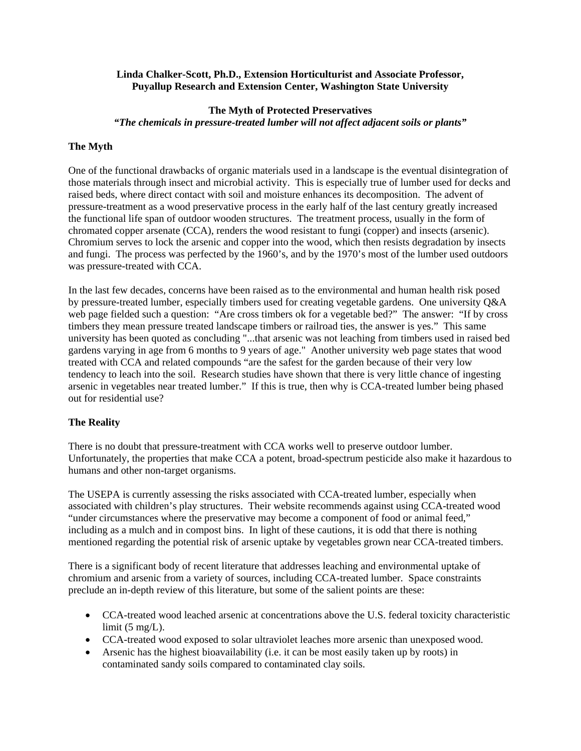**Linda Chalker-Scott, Ph.D., Extension Horticulturist and Associate Professor, Puyallup Research and Extension Center, Washington State University**

# The Myth of Protected Preservatives

***"The chemicals in pressure-treated lumber will not affect adjacent soils or plants"***

## The Myth

One of the functional drawbacks of organic materials used in a landscape is the eventual disintegration of those materials through insect and microbial activity. This is especially true of lumber used for decks and raised beds, where direct contact with soil and moisture enhances its decomposition. The advent of pressure-treatment as a wood preservative process in the early half of the last century greatly increased the functional life span of outdoor wooden structures. The treatment process, usually in the form of chromated copper arsenate (CCA), renders the wood resistant to fungi (copper) and insects (arsenic). Chromium serves to lock the arsenic and copper into the wood, which then resists degradation by insects and fungi. The process was perfected by the 1960's, and by the 1970's most of the lumber used outdoors was pressure-treated with CCA.

In the last few decades, concerns have been raised as to the environmental and human health risk posed by pressure-treated lumber, especially timbers used for creating vegetable gardens. One university Q&A web page fielded such a question: "Are cross timbers ok for a vegetable bed?" The answer: "If by cross timbers they mean pressure treated landscape timbers or railroad ties, the answer is yes." This same university has been quoted as concluding "...that arsenic was not leaching from timbers used in raised bed gardens varying in age from 6 months to 9 years of age." Another university web page states that wood treated with CCA and related compounds "are the safest for the garden because of their very low tendency to leach into the soil. Research studies have shown that there is very little chance of ingesting arsenic in vegetables near treated lumber." If this is true, then why is CCA-treated lumber being phased out for residential use?

## The Reality

There is no doubt that pressure-treatment with CCA works well to preserve outdoor lumber. Unfortunately, the properties that make CCA a potent, broad-spectrum pesticide also make it hazardous to humans and other non-target organisms.

The USEPA is currently assessing the risks associated with CCA-treated lumber, especially when associated with children's play structures. Their website recommends against using CCA-treated wood "under circumstances where the preservative may become a component of food or animal feed," including as a mulch and in compost bins. In light of these cautions, it is odd that there is nothing mentioned regarding the potential risk of arsenic uptake by vegetables grown near CCA-treated timbers.

There is a significant body of recent literature that addresses leaching and environmental uptake of chromium and arsenic from a variety of sources, including CCA-treated lumber. Space constraints preclude an in-depth review of this literature, but some of the salient points are these:

- CCA-treated wood leached arsenic at concentrations above the U.S. federal toxicity characteristic limit (5 mg/L).
- CCA-treated wood exposed to solar ultraviolet leaches more arsenic than unexposed wood.
- Arsenic has the highest bioavailability (i.e. it can be most easily taken up by roots) in contaminated sandy soils compared to contaminated clay soils.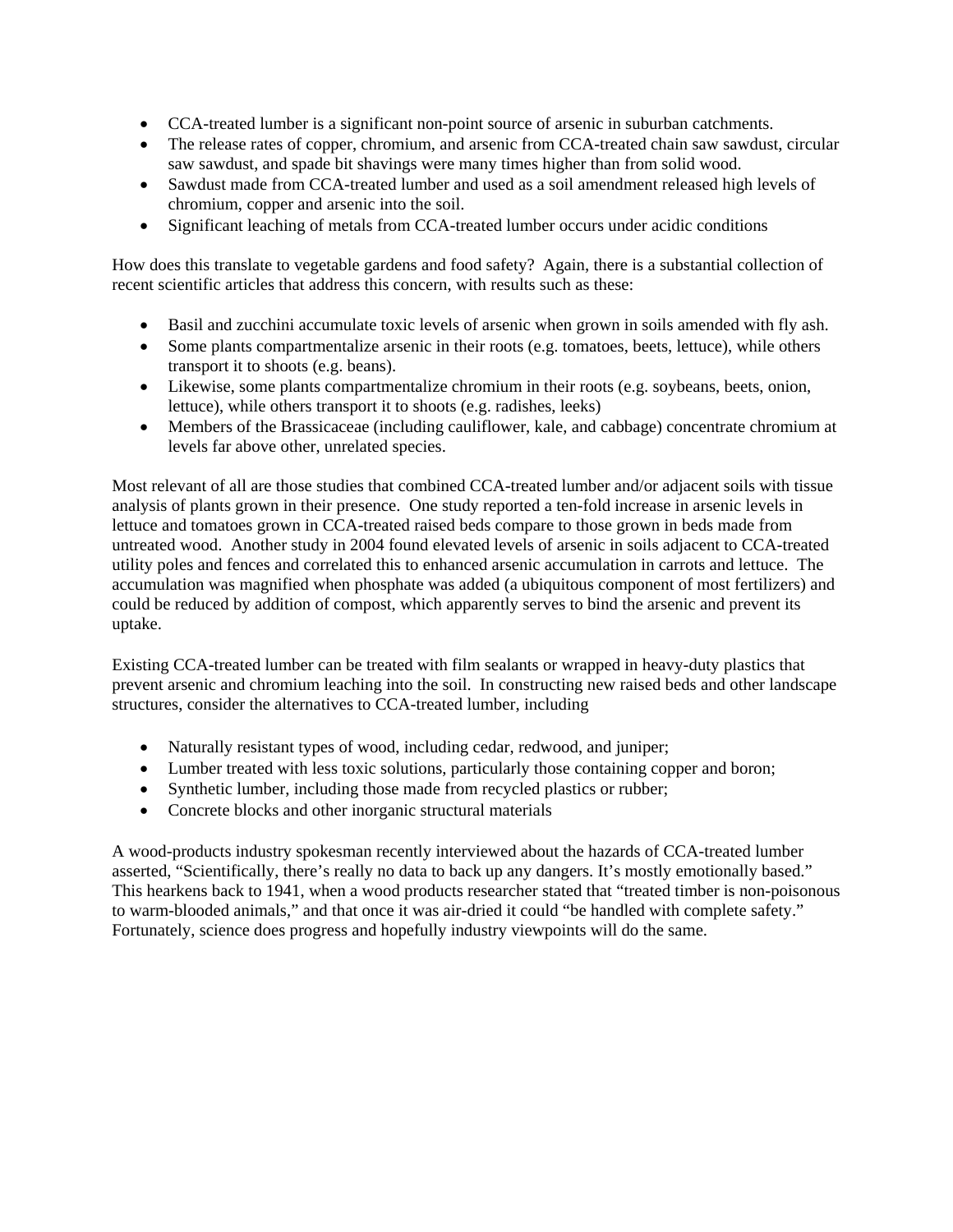- CCA-treated lumber is a significant non-point source of arsenic in suburban catchments.
- The release rates of copper, chromium, and arsenic from CCA-treated chain saw sawdust, circular saw sawdust, and spade bit shavings were many times higher than from solid wood.
- Sawdust made from CCA-treated lumber and used as a soil amendment released high levels of chromium, copper and arsenic into the soil.
- Significant leaching of metals from CCA-treated lumber occurs under acidic conditions

How does this translate to vegetable gardens and food safety? Again, there is a substantial collection of recent scientific articles that address this concern, with results such as these:

- Basil and zucchini accumulate toxic levels of arsenic when grown in soils amended with fly ash.
- Some plants compartmentalize arsenic in their roots (e.g. tomatoes, beets, lettuce), while others transport it to shoots (e.g. beans).
- Likewise, some plants compartmentalize chromium in their roots (e.g. soybeans, beets, onion, lettuce), while others transport it to shoots (e.g. radishes, leeks)
- Members of the Brassicaceae (including cauliflower, kale, and cabbage) concentrate chromium at levels far above other, unrelated species.

Most relevant of all are those studies that combined CCA-treated lumber and/or adjacent soils with tissue analysis of plants grown in their presence. One study reported a ten-fold increase in arsenic levels in lettuce and tomatoes grown in CCA-treated raised beds compare to those grown in beds made from untreated wood. Another study in 2004 found elevated levels of arsenic in soils adjacent to CCA-treated utility poles and fences and correlated this to enhanced arsenic accumulation in carrots and lettuce. The accumulation was magnified when phosphate was added (a ubiquitous component of most fertilizers) and could be reduced by addition of compost, which apparently serves to bind the arsenic and prevent its uptake.

Existing CCA-treated lumber can be treated with film sealants or wrapped in heavy-duty plastics that prevent arsenic and chromium leaching into the soil. In constructing new raised beds and other landscape structures, consider the alternatives to CCA-treated lumber, including

- Naturally resistant types of wood, including cedar, redwood, and juniper;
- Lumber treated with less toxic solutions, particularly those containing copper and boron;
- Synthetic lumber, including those made from recycled plastics or rubber;
- Concrete blocks and other inorganic structural materials

A wood-products industry spokesman recently interviewed about the hazards of CCA-treated lumber asserted, "Scientifically, there's really no data to back up any dangers. It's mostly emotionally based." This hearkens back to 1941, when a wood products researcher stated that "treated timber is non-poisonous to warm-blooded animals," and that once it was air-dried it could "be handled with complete safety." Fortunately, science does progress and hopefully industry viewpoints will do the same.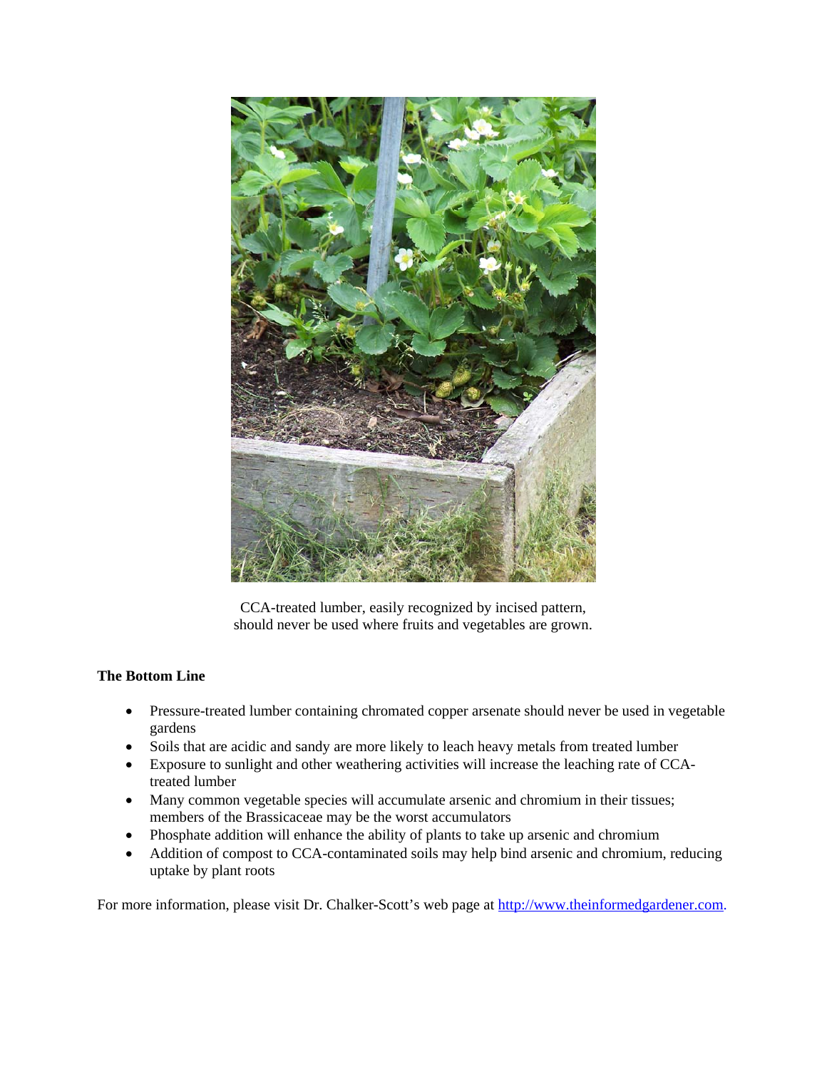CCA-treated lumber, easily recognized by incised pattern, should never be used where fruits and vegetables are grown.

**The Bottom Line**

- Pressure-treated lumber containing chromated copper arsenate should never be used in vegetable gardens
- Soils that are acidic and sandy are more likely to leach heavy metals from treated lumber
- Exposure to sunlight and other weathering activities will increase the leaching rate of CCA-treated lumber
- Many common vegetable species will accumulate arsenic and chromium in their tissues; members of the Brassicaceae may be the worst accumulators
- Phosphate addition will enhance the ability of plants to take up arsenic and chromium
- Addition of compost to CCA-contaminated soils may help bind arsenic and chromium, reducing uptake by plant roots

For more information, please visit Dr. Chalker-Scott's web page at [http://www.theinformedgardener.com](http://www.theinformedgardener.com).